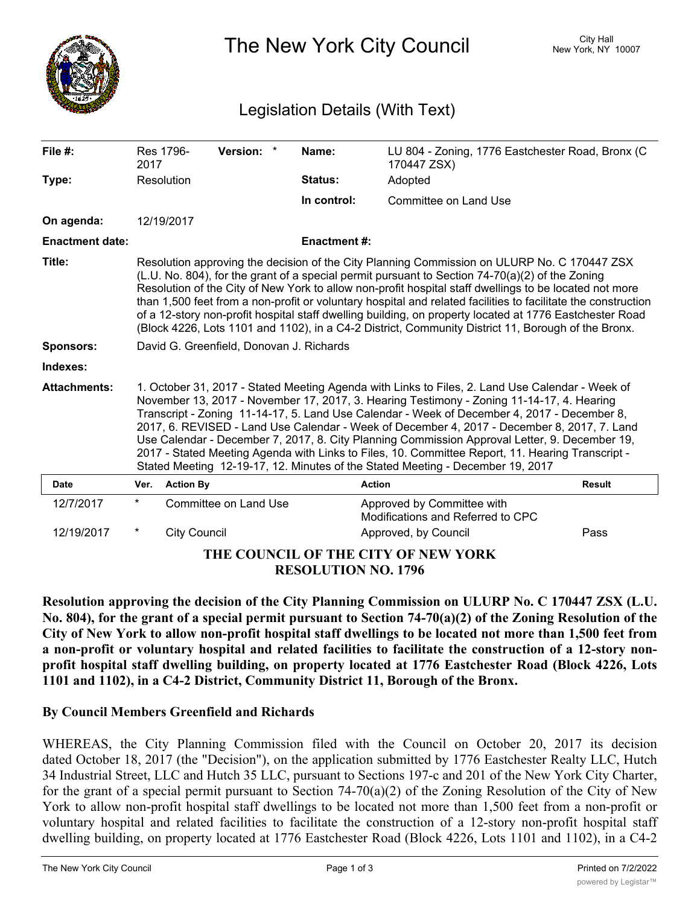# The New York City Council

City Hall
New York, NY 10007

## Legislation Details (With Text)

| | | | |
|---|---|---|---|
| **File #:** | Res 1796-2017 **Version:** * | **Name:** | LU 804 - Zoning, 1776 Eastchester Road, Bronx (C 170447 ZSX) |
| **Type:** | Resolution | **Status:** | Adopted |
| | | **In control:** | Committee on Land Use |
| **On agenda:** | 12/19/2017 | | |
| **Enactment date:** | | **Enactment #:** | |

**Title:** Resolution approving the decision of the City Planning Commission on ULURP No. C 170447 ZSX (L.U. No. 804), for the grant of a special permit pursuant to Section 74-70(a)(2) of the Zoning Resolution of the City of New York to allow non-profit hospital staff dwellings to be located not more than 1,500 feet from a non-profit or voluntary hospital and related facilities to facilitate the construction of a 12-story non-profit hospital staff dwelling building, on property located at 1776 Eastchester Road (Block 4226, Lots 1101 and 1102), in a C4-2 District, Community District 11, Borough of the Bronx.

**Sponsors:** David G. Greenfield, Donovan J. Richards

**Indexes:**

**Attachments:** 1. October 31, 2017 - Stated Meeting Agenda with Links to Files, 2. Land Use Calendar - Week of November 13, 2017 - November 17, 2017, 3. Hearing Testimony - Zoning 11-14-17, 4. Hearing Transcript - Zoning 11-14-17, 5. Land Use Calendar - Week of December 4, 2017 - December 8, 2017, 6. REVISED - Land Use Calendar - Week of December 4, 2017 - December 8, 2017, 7. Land Use Calendar - December 7, 2017, 8. City Planning Commission Approval Letter, 9. December 19, 2017 - Stated Meeting Agenda with Links to Files, 10. Committee Report, 11. Hearing Transcript - Stated Meeting 12-19-17, 12. Minutes of the Stated Meeting - December 19, 2017

| Date | Ver. | Action By | Action | Result |
|---|---|---|---|---|
| 12/7/2017 | * | Committee on Land Use | Approved by Committee with Modifications and Referred to CPC | |
| 12/19/2017 | * | City Council | Approved, by Council | Pass |

**THE COUNCIL OF THE CITY OF NEW YORK**
**RESOLUTION NO. 1796**

**Resolution approving the decision of the City Planning Commission on ULURP No. C 170447 ZSX (L.U. No. 804), for the grant of a special permit pursuant to Section 74-70(a)(2) of the Zoning Resolution of the City of New York to allow non-profit hospital staff dwellings to be located not more than 1,500 feet from a non-profit or voluntary hospital and related facilities to facilitate the construction of a 12-story non-profit hospital staff dwelling building, on property located at 1776 Eastchester Road (Block 4226, Lots 1101 and 1102), in a C4-2 District, Community District 11, Borough of the Bronx.**

**By Council Members Greenfield and Richards**

WHEREAS, the City Planning Commission filed with the Council on October 20, 2017 its decision dated October 18, 2017 (the "Decision"), on the application submitted by 1776 Eastchester Realty LLC, Hutch 34 Industrial Street, LLC and Hutch 35 LLC, pursuant to Sections 197-c and 201 of the New York City Charter, for the grant of a special permit pursuant to Section 74-70(a)(2) of the Zoning Resolution of the City of New York to allow non-profit hospital staff dwellings to be located not more than 1,500 feet from a non-profit or voluntary hospital and related facilities to facilitate the construction of a 12-story non-profit hospital staff dwelling building, on property located at 1776 Eastchester Road (Block 4226, Lots 1101 and 1102), in a C4-2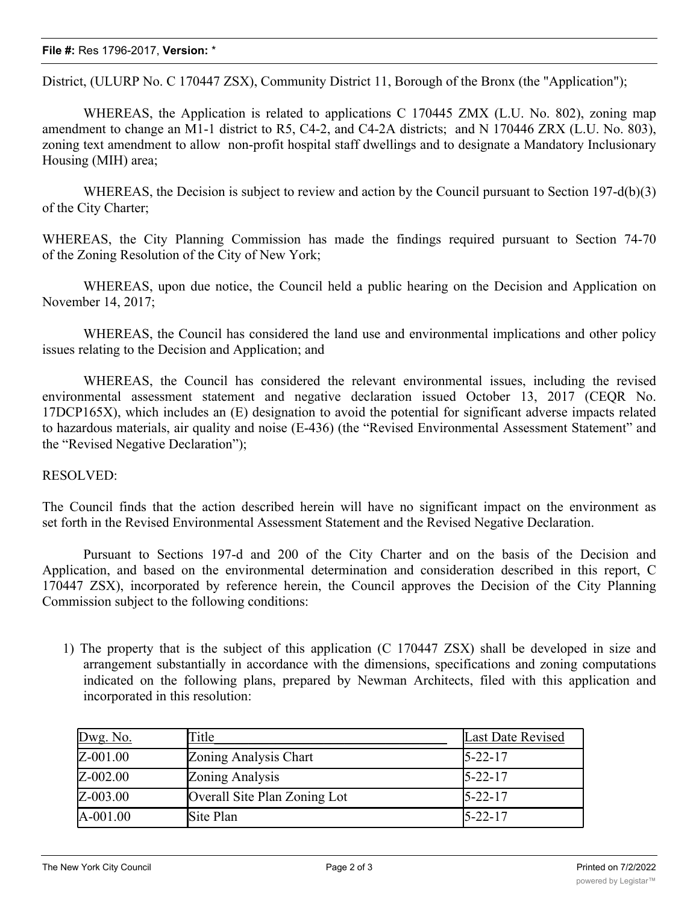District, (ULURP No. C 170447 ZSX), Community District 11, Borough of the Bronx (the "Application");

WHEREAS, the Application is related to applications C 170445 ZMX (L.U. No. 802), zoning map amendment to change an M1-1 district to R5, C4-2, and C4-2A districts; and N 170446 ZRX (L.U. No. 803), zoning text amendment to allow non-profit hospital staff dwellings and to designate a Mandatory Inclusionary Housing (MIH) area;

WHEREAS, the Decision is subject to review and action by the Council pursuant to Section 197-d(b)(3) of the City Charter;

WHEREAS, the City Planning Commission has made the findings required pursuant to Section 74-70 of the Zoning Resolution of the City of New York;

WHEREAS, upon due notice, the Council held a public hearing on the Decision and Application on November 14, 2017;

WHEREAS, the Council has considered the land use and environmental implications and other policy issues relating to the Decision and Application; and

WHEREAS, the Council has considered the relevant environmental issues, including the revised environmental assessment statement and negative declaration issued October 13, 2017 (CEQR No. 17DCP165X), which includes an (E) designation to avoid the potential for significant adverse impacts related to hazardous materials, air quality and noise (E-436) (the "Revised Environmental Assessment Statement" and the "Revised Negative Declaration");

RESOLVED:

The Council finds that the action described herein will have no significant impact on the environment as set forth in the Revised Environmental Assessment Statement and the Revised Negative Declaration.

Pursuant to Sections 197-d and 200 of the City Charter and on the basis of the Decision and Application, and based on the environmental determination and consideration described in this report, C 170447 ZSX), incorporated by reference herein, the Council approves the Decision of the City Planning Commission subject to the following conditions:

1) The property that is the subject of this application (C 170447 ZSX) shall be developed in size and arrangement substantially in accordance with the dimensions, specifications and zoning computations indicated on the following plans, prepared by Newman Architects, filed with this application and incorporated in this resolution:

| Dwg. No. | Title | Last Date Revised |
|---|---|---|
| Z-001.00 | Zoning Analysis Chart | 5-22-17 |
| Z-002.00 | Zoning Analysis | 5-22-17 |
| Z-003.00 | Overall Site Plan Zoning Lot | 5-22-17 |
| A-001.00 | Site Plan | 5-22-17 |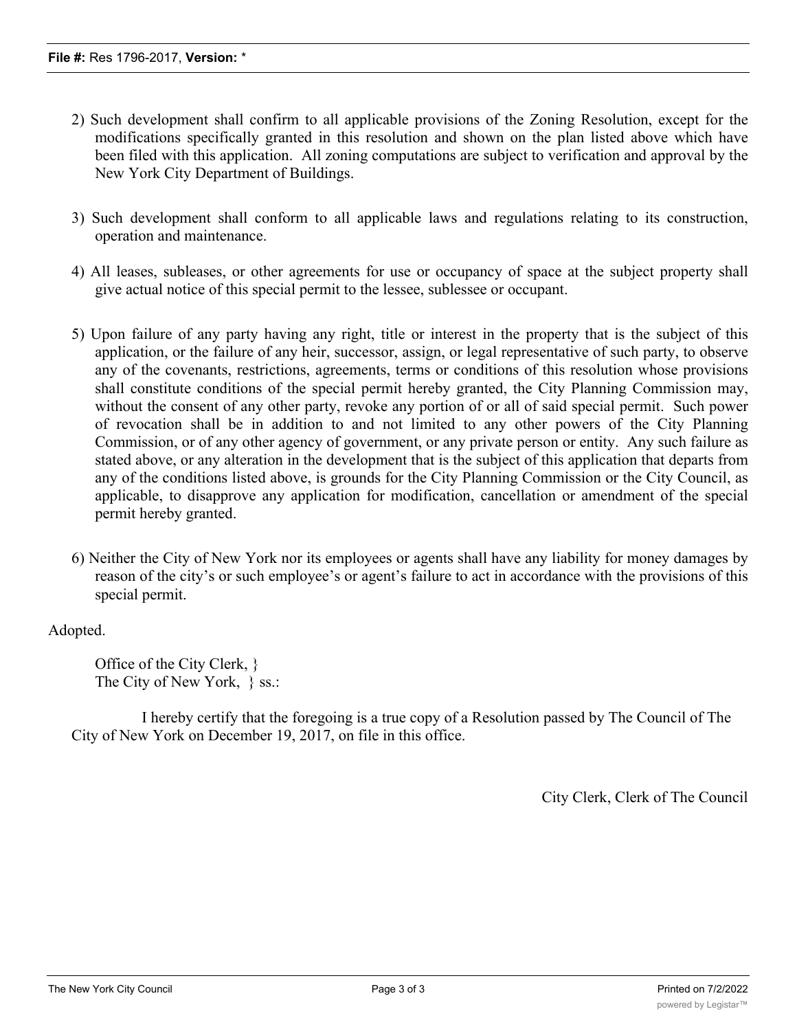2) Such development shall confirm to all applicable provisions of the Zoning Resolution, except for the modifications specifically granted in this resolution and shown on the plan listed above which have been filed with this application. All zoning computations are subject to verification and approval by the New York City Department of Buildings.

3) Such development shall conform to all applicable laws and regulations relating to its construction, operation and maintenance.

4) All leases, subleases, or other agreements for use or occupancy of space at the subject property shall give actual notice of this special permit to the lessee, sublessee or occupant.

5) Upon failure of any party having any right, title or interest in the property that is the subject of this application, or the failure of any heir, successor, assign, or legal representative of such party, to observe any of the covenants, restrictions, agreements, terms or conditions of this resolution whose provisions shall constitute conditions of the special permit hereby granted, the City Planning Commission may, without the consent of any other party, revoke any portion of or all of said special permit. Such power of revocation shall be in addition to and not limited to any other powers of the City Planning Commission, or of any other agency of government, or any private person or entity. Any such failure as stated above, or any alteration in the development that is the subject of this application that departs from any of the conditions listed above, is grounds for the City Planning Commission or the City Council, as applicable, to disapprove any application for modification, cancellation or amendment of the special permit hereby granted.

6) Neither the City of New York nor its employees or agents shall have any liability for money damages by reason of the city's or such employee's or agent's failure to act in accordance with the provisions of this special permit.

Adopted.

Office of the City Clerk, }
The City of New York, } ss.:

I hereby certify that the foregoing is a true copy of a Resolution passed by The Council of The City of New York on December 19, 2017, on file in this office.

City Clerk, Clerk of The Council